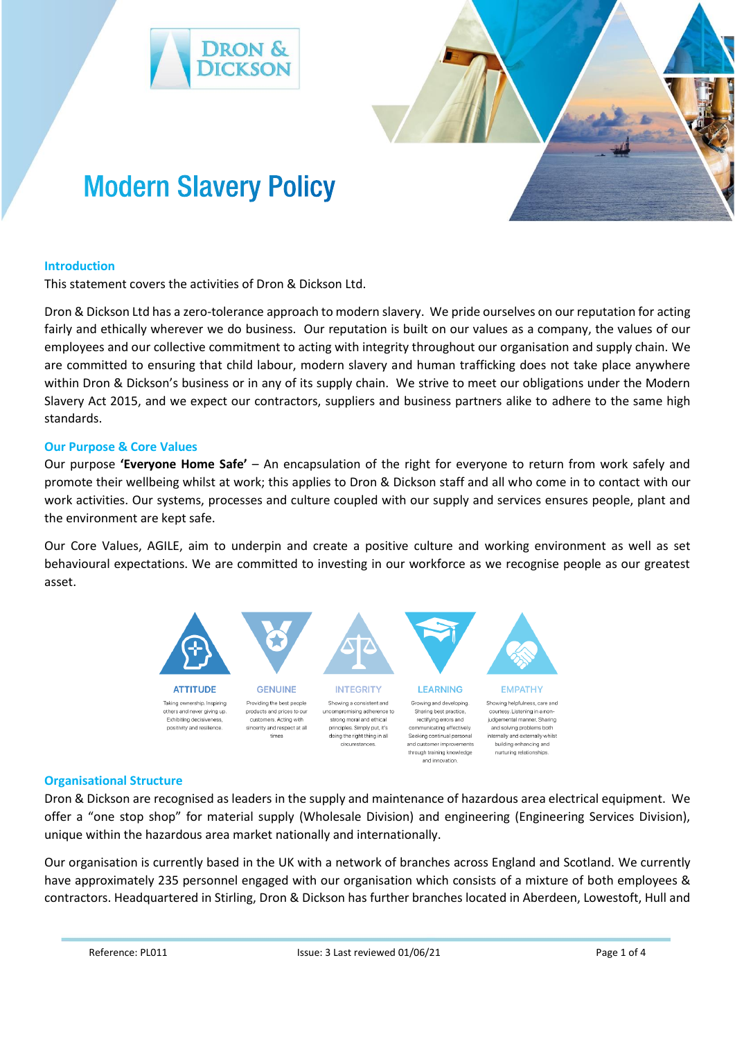# Modern Slavery Policy

## Introduction

This statement covers the activities of Dron & Dickson Ltd.

Dron & Dickson Ltd has a zero-tolerance approach to modern slavery. We pride ourselves on our reputation for acting fairly and ethically wherever we do business. Our reputation is built on our values as a company, the values of our employees and our collective commitment to acting with integrity throughout our organisation and supply chain. We are committed to ensuring that child labour, modern slavery and human trafficking does not take place anywhere within Dron & Dickson's business or in any of its supply chain. We strive to meet our obligations under the Modern Slavery Act 2015, and we expect our contractors, suppliers and business partners alike to adhere to the same high standards.

## Our Purpose & Core Values

Our purpose **'Everyone Home Safe'** – An encapsulation of the right for everyone to return from work safely and promote their wellbeing whilst at work; this applies to Dron & Dickson staff and all who come in to contact with our work activities. Our systems, processes and culture coupled with our supply and services ensures people, plant and the environment are kept safe.

Our Core Values, AGILE, aim to underpin and create a positive culture and working environment as well as set behavioural expectations. We are committed to investing in our workforce as we recognise people as our greatest asset.

**ATTITUDE**
Taking ownership. Inspiring others and never giving up. Exhibiting decisiveness, positivity and resilience.

**GENUINE**
Providing the best people products and prices to our customers. Acting with sincerity and respect at all times

**INTEGRITY**
Showing a consistent and uncompromising adherence to strong moral and ethical principles. Simply put, it's doing the right thing in all circumstances.

**LEARNING**
Growing and developing. Sharing best practice, rectifying errors and communicating effectively. Seeking continual personal and customer improvements through training knowledge and innovation.

**EMPATHY**
Showing helpfulness, care and courtesy. Listening in a non-judgemental manner. Sharing and solving problems both internally and externally whilst building enhancing and nurturing relationships.

## Organisational Structure

Dron & Dickson are recognised as leaders in the supply and maintenance of hazardous area electrical equipment. We offer a "one stop shop" for material supply (Wholesale Division) and engineering (Engineering Services Division), unique within the hazardous area market nationally and internationally.

Our organisation is currently based in the UK with a network of branches across England and Scotland. We currently have approximately 235 personnel engaged with our organisation which consists of a mixture of both employees & contractors. Headquartered in Stirling, Dron & Dickson has further branches located in Aberdeen, Lowestoft, Hull and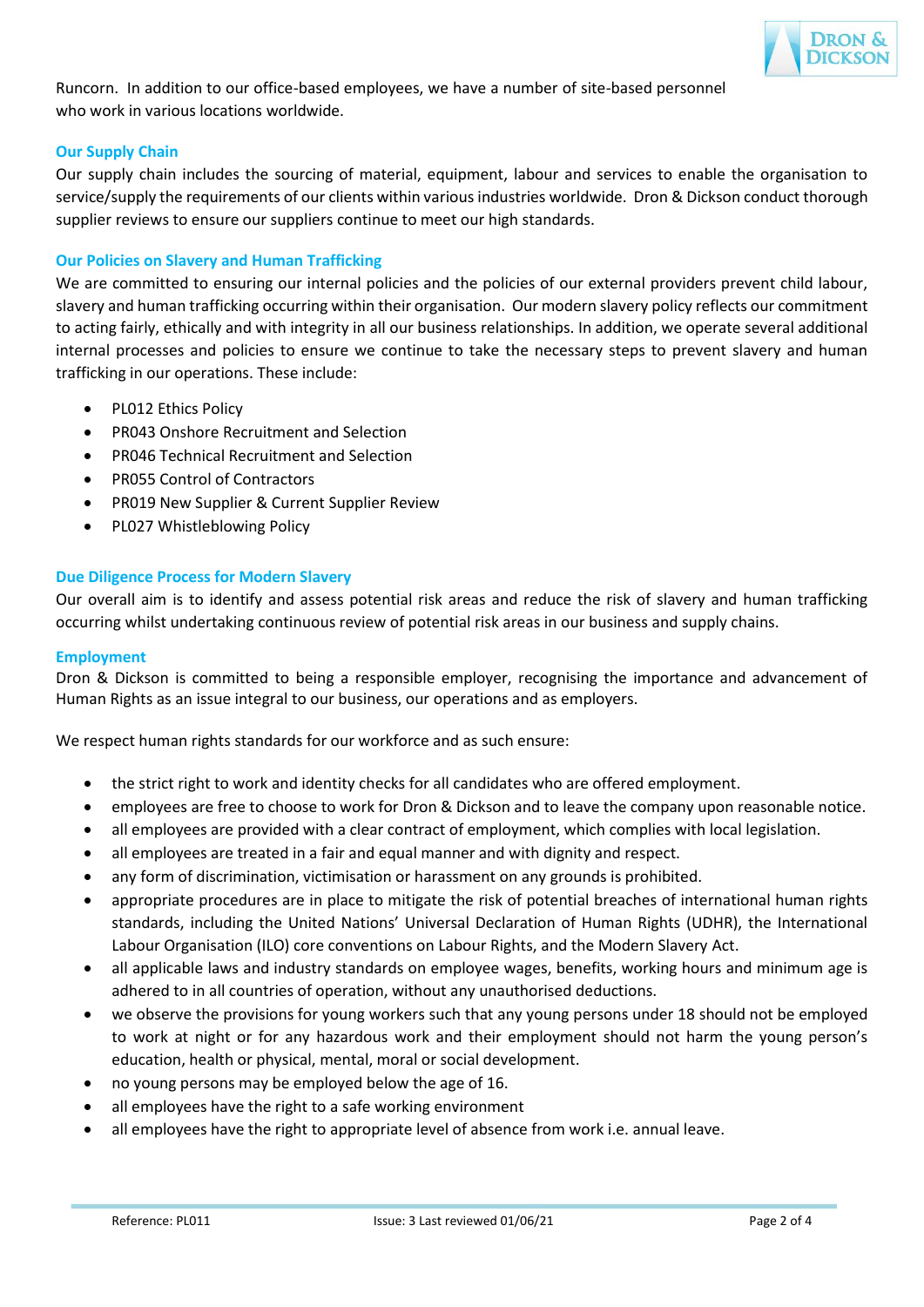Runcorn. In addition to our office-based employees, we have a number of site-based personnel who work in various locations worldwide.

### Our Supply Chain

Our supply chain includes the sourcing of material, equipment, labour and services to enable the organisation to service/supply the requirements of our clients within various industries worldwide. Dron & Dickson conduct thorough supplier reviews to ensure our suppliers continue to meet our high standards.

### Our Policies on Slavery and Human Trafficking

We are committed to ensuring our internal policies and the policies of our external providers prevent child labour, slavery and human trafficking occurring within their organisation. Our modern slavery policy reflects our commitment to acting fairly, ethically and with integrity in all our business relationships. In addition, we operate several additional internal processes and policies to ensure we continue to take the necessary steps to prevent slavery and human trafficking in our operations. These include:

- PL012 Ethics Policy
- PR043 Onshore Recruitment and Selection
- PR046 Technical Recruitment and Selection
- PR055 Control of Contractors
- PR019 New Supplier & Current Supplier Review
- PL027 Whistleblowing Policy

### Due Diligence Process for Modern Slavery

Our overall aim is to identify and assess potential risk areas and reduce the risk of slavery and human trafficking occurring whilst undertaking continuous review of potential risk areas in our business and supply chains.

### Employment

Dron & Dickson is committed to being a responsible employer, recognising the importance and advancement of Human Rights as an issue integral to our business, our operations and as employers.

We respect human rights standards for our workforce and as such ensure:

- the strict right to work and identity checks for all candidates who are offered employment.
- employees are free to choose to work for Dron & Dickson and to leave the company upon reasonable notice.
- all employees are provided with a clear contract of employment, which complies with local legislation.
- all employees are treated in a fair and equal manner and with dignity and respect.
- any form of discrimination, victimisation or harassment on any grounds is prohibited.
- appropriate procedures are in place to mitigate the risk of potential breaches of international human rights standards, including the United Nations' Universal Declaration of Human Rights (UDHR), the International Labour Organisation (ILO) core conventions on Labour Rights, and the Modern Slavery Act.
- all applicable laws and industry standards on employee wages, benefits, working hours and minimum age is adhered to in all countries of operation, without any unauthorised deductions.
- we observe the provisions for young workers such that any young persons under 18 should not be employed to work at night or for any hazardous work and their employment should not harm the young person's education, health or physical, mental, moral or social development.
- no young persons may be employed below the age of 16.
- all employees have the right to a safe working environment
- all employees have the right to appropriate level of absence from work i.e. annual leave.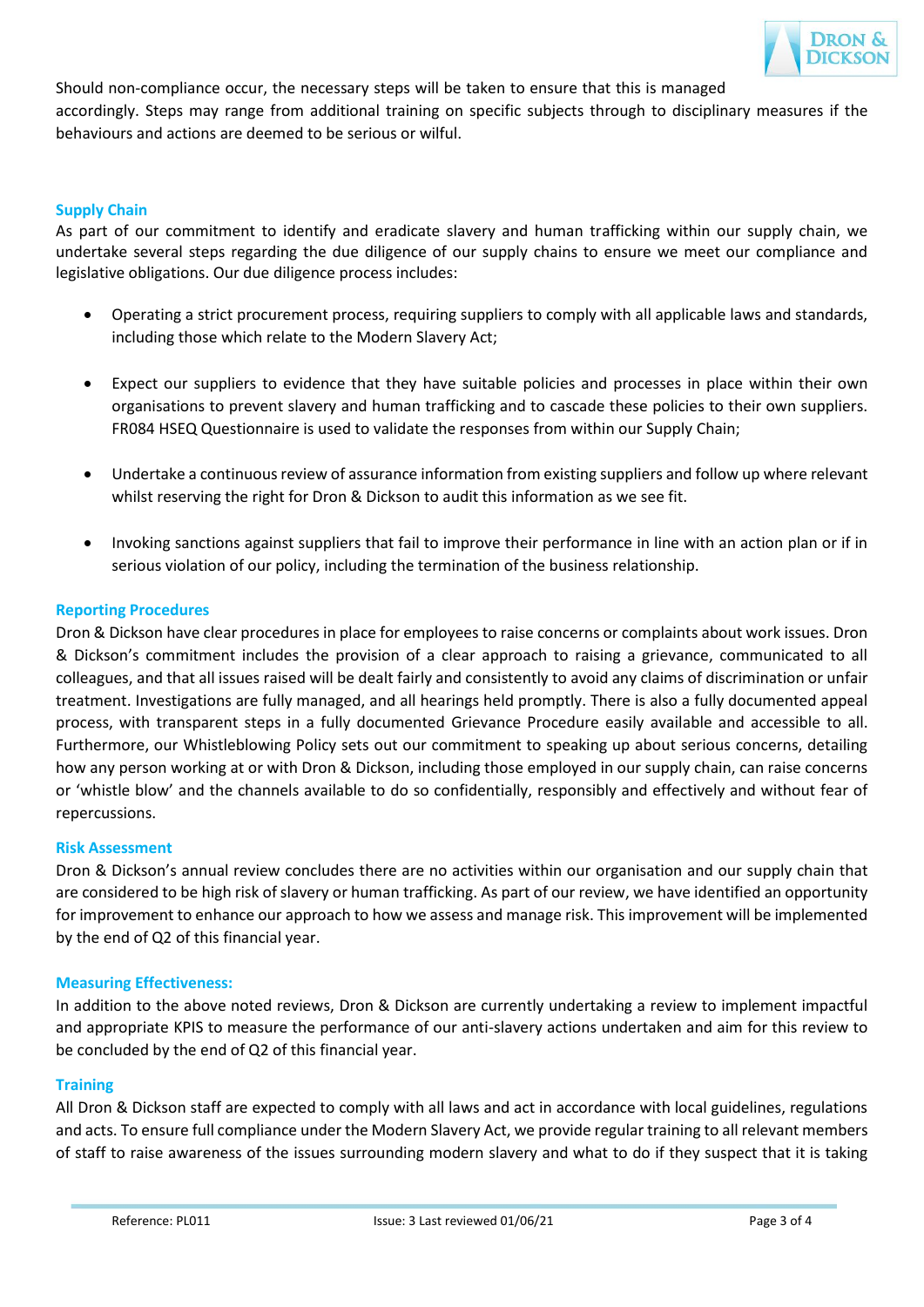Should non-compliance occur, the necessary steps will be taken to ensure that this is managed accordingly. Steps may range from additional training on specific subjects through to disciplinary measures if the behaviours and actions are deemed to be serious or wilful.

## Supply Chain

As part of our commitment to identify and eradicate slavery and human trafficking within our supply chain, we undertake several steps regarding the due diligence of our supply chains to ensure we meet our compliance and legislative obligations. Our due diligence process includes:

- Operating a strict procurement process, requiring suppliers to comply with all applicable laws and standards, including those which relate to the Modern Slavery Act;
- Expect our suppliers to evidence that they have suitable policies and processes in place within their own organisations to prevent slavery and human trafficking and to cascade these policies to their own suppliers. FR084 HSEQ Questionnaire is used to validate the responses from within our Supply Chain;
- Undertake a continuous review of assurance information from existing suppliers and follow up where relevant whilst reserving the right for Dron & Dickson to audit this information as we see fit.
- Invoking sanctions against suppliers that fail to improve their performance in line with an action plan or if in serious violation of our policy, including the termination of the business relationship.

## Reporting Procedures

Dron & Dickson have clear procedures in place for employees to raise concerns or complaints about work issues. Dron & Dickson's commitment includes the provision of a clear approach to raising a grievance, communicated to all colleagues, and that all issues raised will be dealt fairly and consistently to avoid any claims of discrimination or unfair treatment. Investigations are fully managed, and all hearings held promptly. There is also a fully documented appeal process, with transparent steps in a fully documented Grievance Procedure easily available and accessible to all. Furthermore, our Whistleblowing Policy sets out our commitment to speaking up about serious concerns, detailing how any person working at or with Dron & Dickson, including those employed in our supply chain, can raise concerns or 'whistle blow' and the channels available to do so confidentially, responsibly and effectively and without fear of repercussions.

## Risk Assessment

Dron & Dickson's annual review concludes there are no activities within our organisation and our supply chain that are considered to be high risk of slavery or human trafficking. As part of our review, we have identified an opportunity for improvement to enhance our approach to how we assess and manage risk. This improvement will be implemented by the end of Q2 of this financial year.

## Measuring Effectiveness:

In addition to the above noted reviews, Dron & Dickson are currently undertaking a review to implement impactful and appropriate KPIS to measure the performance of our anti-slavery actions undertaken and aim for this review to be concluded by the end of Q2 of this financial year.

## Training

All Dron & Dickson staff are expected to comply with all laws and act in accordance with local guidelines, regulations and acts. To ensure full compliance under the Modern Slavery Act, we provide regular training to all relevant members of staff to raise awareness of the issues surrounding modern slavery and what to do if they suspect that it is taking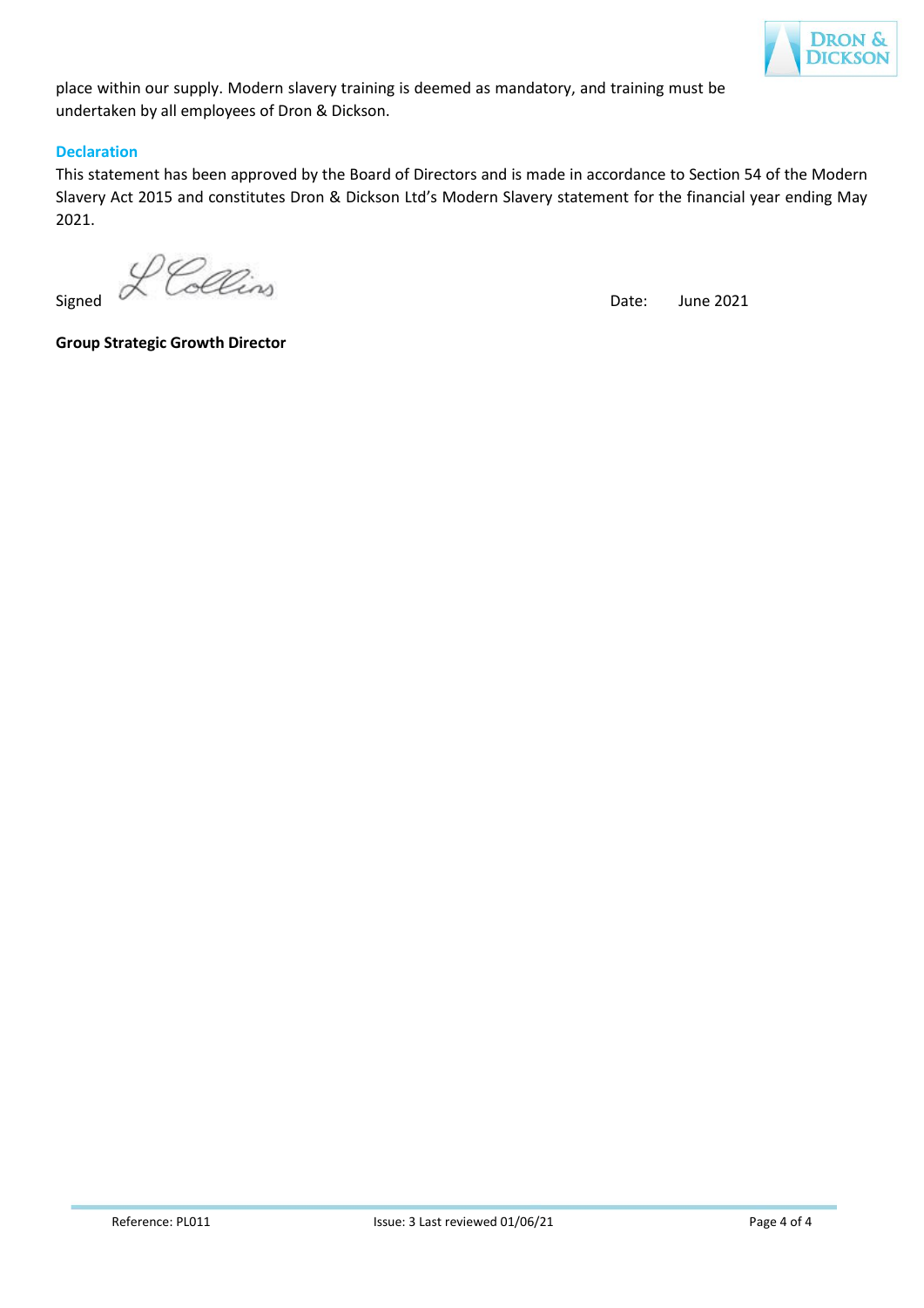place within our supply. Modern slavery training is deemed as mandatory, and training must be undertaken by all employees of Dron & Dickson.

## Declaration

This statement has been approved by the Board of Directors and is made in accordance to Section 54 of the Modern Slavery Act 2015 and constitutes Dron & Dickson Ltd's Modern Slavery statement for the financial year ending May 2021.

Signed L Collins

Date: June 2021

**Group Strategic Growth Director**